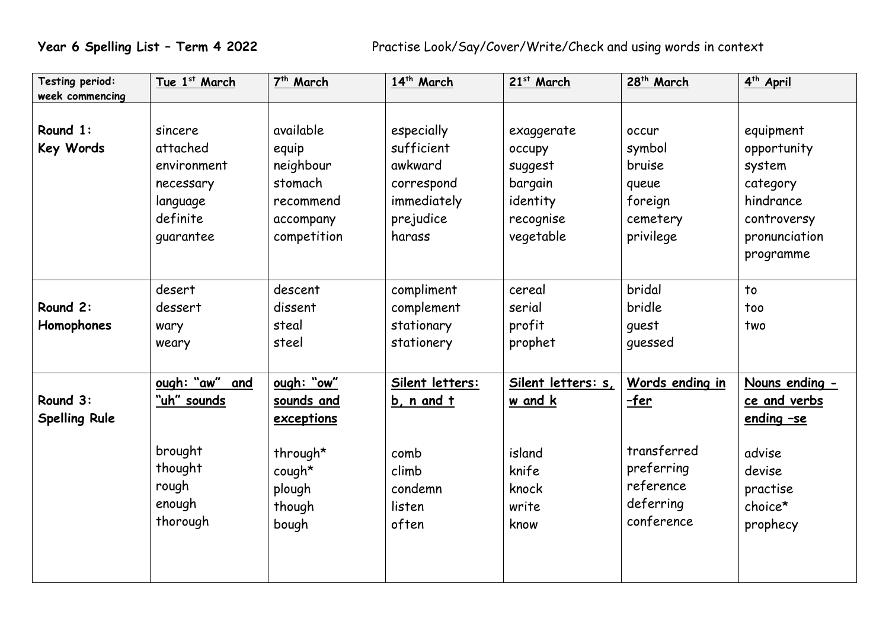**Year 6 Spelling List – Term 4 2022** Practise Look/Say/Cover/Write/Check and using words in context

| Testing period: week commencing | Tue 1st March | 7th March | 14th March | 21st March | 28th March | 4th April |
|---|---|---|---|---|---|---|
| **Round 1: Key Words** | sincere<br>attached<br>environment<br>necessary<br>language<br>definite<br>guarantee | available<br>equip<br>neighbour<br>stomach<br>recommend<br>accompany<br>competition | especially<br>sufficient<br>awkward<br>correspond<br>immediately<br>prejudice<br>harass | exaggerate<br>occupy<br>suggest<br>bargain<br>identity<br>recognise<br>vegetable | occur<br>symbol<br>bruise<br>queue<br>foreign<br>cemetery<br>privilege | equipment<br>opportunity<br>system<br>category<br>hindrance<br>controversy<br>pronunciation<br>programme |
| **Round 2: Homophones** | desert<br>dessert<br>wary<br>weary | descent<br>dissent<br>steal<br>steel | compliment<br>complement<br>stationary<br>stationery | cereal<br>serial<br>profit<br>prophet | bridal<br>bridle<br>guest<br>guessed | to<br>too<br>two |
| **Round 3: Spelling Rule** | **ough: "aw" and "uh" sounds**<br><br>brought<br>thought<br>rough<br>enough<br>thorough | **ough: "ow" sounds and exceptions**<br><br>through*<br>cough*<br>plough<br>though<br>bough | **Silent letters: b, n and t**<br><br>comb<br>climb<br>condemn<br>listen<br>often | **Silent letters: s, w and k**<br><br>island<br>knife<br>knock<br>write<br>know | **Words ending in –fer**<br><br>transferred<br>preferring<br>reference<br>deferring<br>conference | **Nouns ending –ce and verbs ending –se**<br><br>advise<br>devise<br>practise<br>choice*<br>prophecy |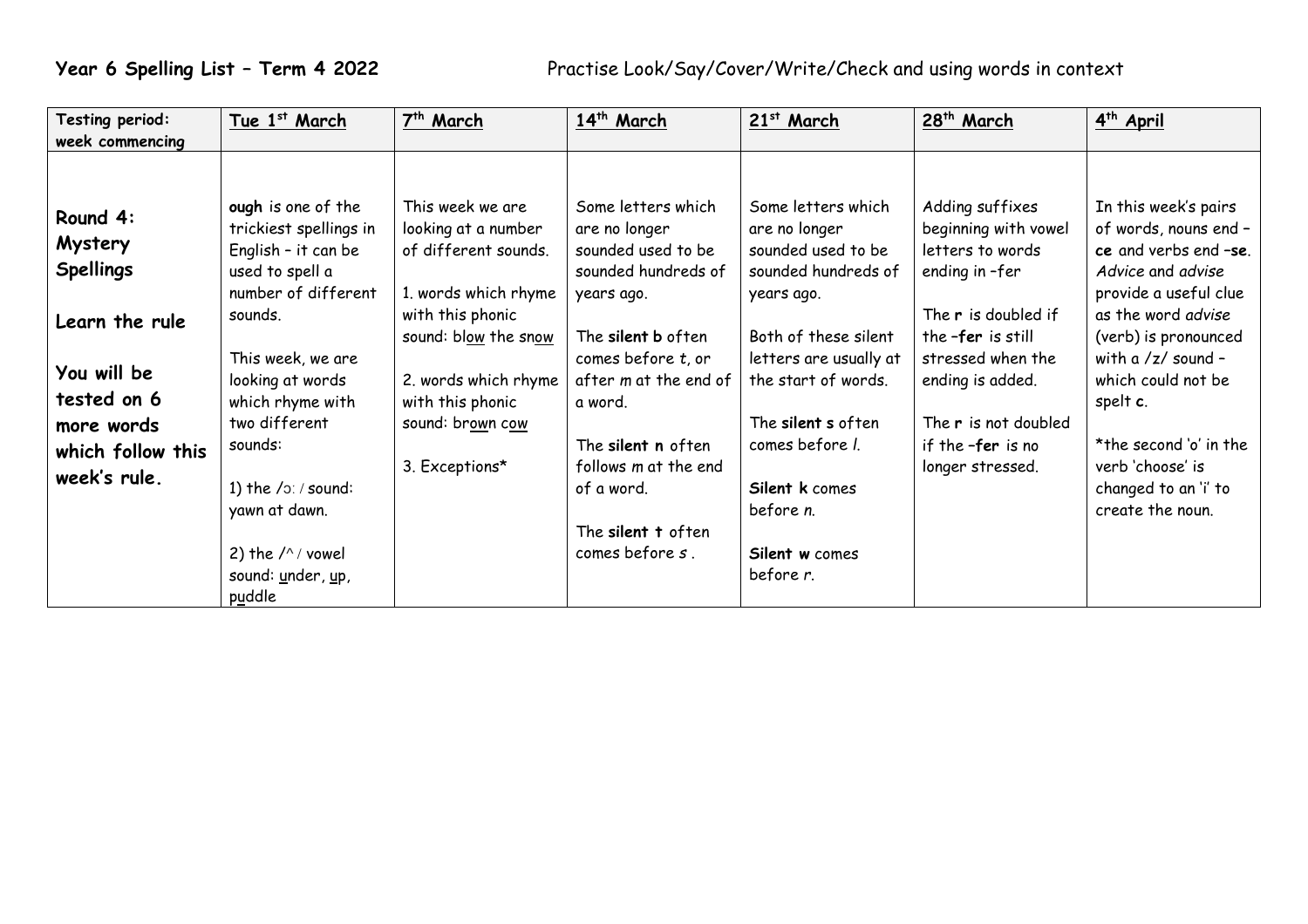**Year 6 Spelling List – Term 4 2022** Practise Look/Say/Cover/Write/Check and using words in context

| Testing period: week commencing | <u>Tue 1st March</u> | <u>7th March</u> | <u>14th March</u> | <u>21st March</u> | <u>28th March</u> | <u>4th April</u> |
|---|---|---|---|---|---|---|
| **Round 4: Mystery Spellings**<br><br>**Learn the rule**<br><br>**You will be tested on 6 more words which follow this week's rule.** | **ough** is one of the trickiest spellings in English – it can be used to spell a number of different sounds.<br><br>This week, we are looking at words which rhyme with two different sounds:<br><br>1) the /ɔ: / sound: yawn at dawn.<br><br>2) the /^ / vowel sound: <u>u</u>nder, <u>u</u>p, p<u>u</u>ddle | This week we are looking at a number of different sounds.<br><br>1. words which rhyme with this phonic sound: bl<u>ow</u> the sn<u>ow</u><br><br>2. words which rhyme with this phonic sound: br<u>own</u> c<u>ow</u><br><br>3. Exceptions* | Some letters which are no longer sounded used to be sounded hundreds of years ago.<br><br>The **silent b** often comes before *t*, or after *m* at the end of a word.<br><br>The **silent n** often follows *m* at the end of a word.<br><br>The **silent t** often comes before *s* . | Some letters which are no longer sounded used to be sounded hundreds of years ago.<br><br>Both of these silent letters are usually at the start of words.<br><br>The **silent s** often comes before *l*.<br><br>**Silent k** comes before *n*.<br><br>**Silent w** comes before *r*. | Adding suffixes beginning with vowel letters to words ending in –fer<br><br>The **r** is doubled if the –**fer** is still stressed when the ending is added.<br><br>The **r** is not doubled if the –**fer** is no longer stressed. | In this week's pairs of words, nouns end –**ce** and verbs end –**se**. *Advice* and *advise* provide a useful clue as the word *advise* (verb) is pronounced with a /z/ sound – which could not be spelt **c**.<br><br>*the second 'o' in the verb 'choose' is changed to an 'i' to create the noun. |